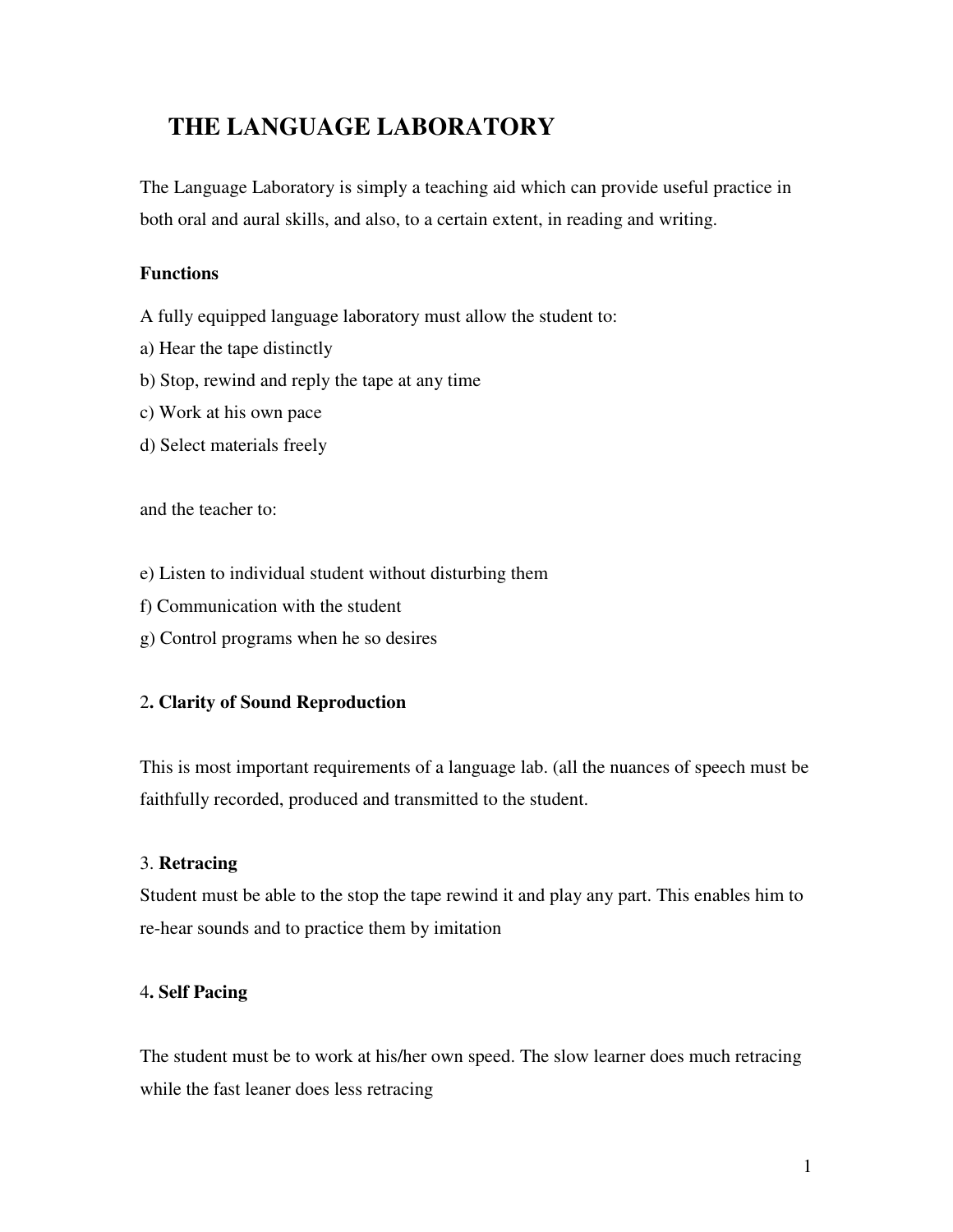# THE LANGUAGE LABORATORY

The Language Laboratory is simply a teaching aid which can provide useful practice in both oral and aural skills, and also, to a certain extent, in reading and writing.

**Functions**

A fully equipped language laboratory must allow the student to:

a) Hear the tape distinctly
b) Stop, rewind and reply the tape at any time
c) Work at his own pace
d) Select materials freely

and the teacher to:

e) Listen to individual student without disturbing them
f) Communication with the student
g) Control programs when he so desires

2**. Clarity of Sound Reproduction**

This is most important requirements of a language lab. (all the nuances of speech must be faithfully recorded, produced and transmitted to the student.

3. **Retracing**

Student must be able to the stop the tape rewind it and play any part. This enables him to re-hear sounds and to practice them by imitation

4**. Self Pacing**

The student must be to work at his/her own speed. The slow learner does much retracing while the fast leaner does less retracing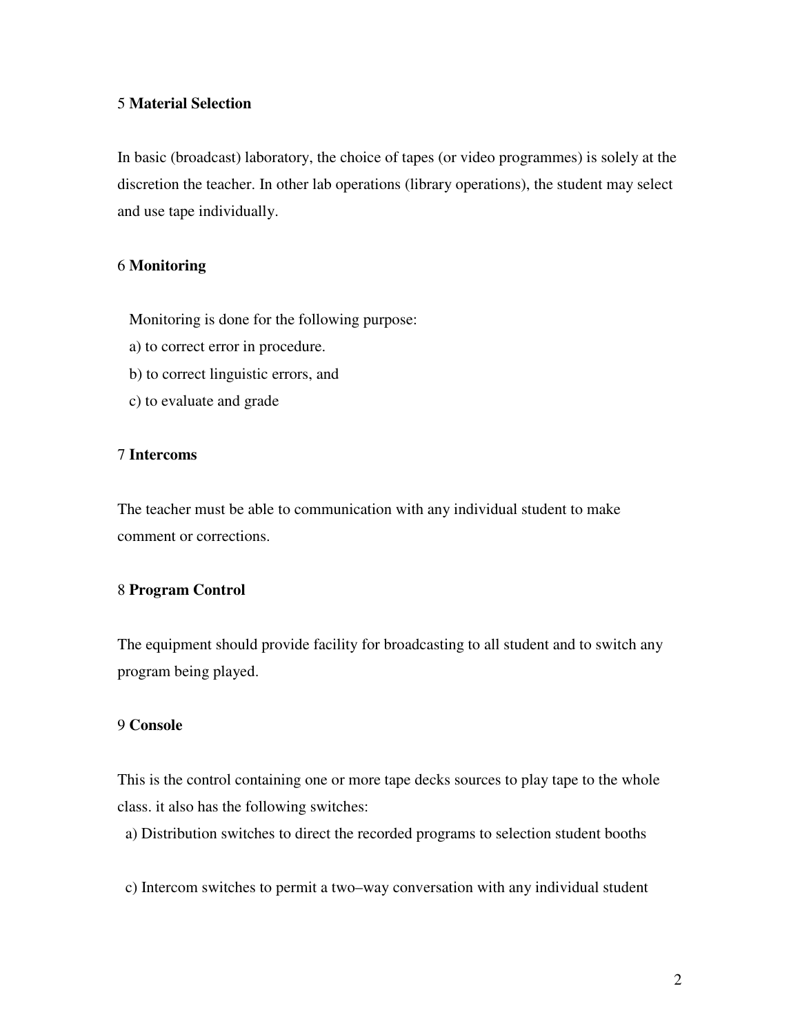### 5 **Material Selection**

In basic (broadcast) laboratory, the choice of tapes (or video programmes) is solely at the discretion the teacher. In other lab operations (library operations), the student may select and use tape individually.

### 6 **Monitoring**

Monitoring is done for the following purpose:

a) to correct error in procedure.

b) to correct linguistic errors, and

c) to evaluate and grade

### 7 **Intercoms**

The teacher must be able to communication with any individual student to make comment or corrections.

### 8 **Program Control**

The equipment should provide facility for broadcasting to all student and to switch any program being played.

### 9 **Console**

This is the control containing one or more tape decks sources to play tape to the whole class. it also has the following switches:

a) Distribution switches to direct the recorded programs to selection student booths

c) Intercom switches to permit a two–way conversation with any individual student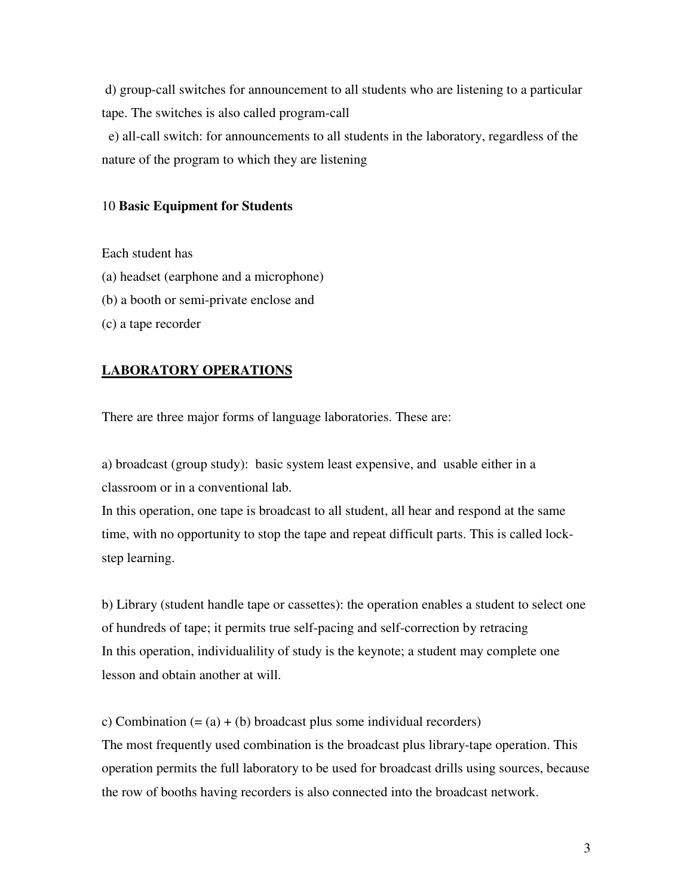d) group-call switches for announcement to all students who are listening to a particular tape. The switches is also called program-call

e) all-call switch: for announcements to all students in the laboratory, regardless of the nature of the program to which they are listening

10 **Basic Equipment for Students**

Each student has

(a) headset (earphone and a microphone)

(b) a booth or semi-private enclose and

(c) a tape recorder

## <u>LABORATORY OPERATIONS</u>

There are three major forms of language laboratories. These are:

a) broadcast (group study): basic system least expensive, and usable either in a classroom or in a conventional lab.

In this operation, one tape is broadcast to all student, all hear and respond at the same time, with no opportunity to stop the tape and repeat difficult parts. This is called lock-step learning.

b) Library (student handle tape or cassettes): the operation enables a student to select one of hundreds of tape; it permits true self-pacing and self-correction by retracing

In this operation, individualility of study is the keynote; a student may complete one lesson and obtain another at will.

c) Combination (= (a) + (b) broadcast plus some individual recorders)

The most frequently used combination is the broadcast plus library-tape operation. This operation permits the full laboratory to be used for broadcast drills using sources, because the row of booths having recorders is also connected into the broadcast network.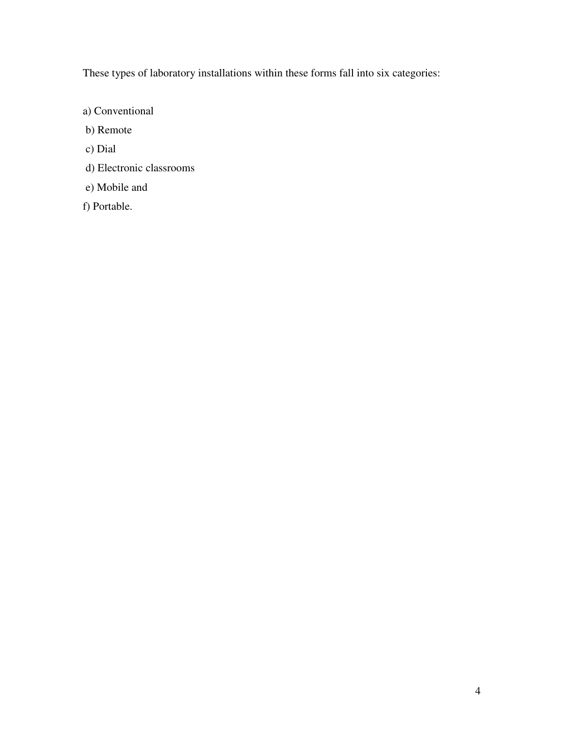These types of laboratory installations within these forms fall into six categories:

a) Conventional

b) Remote

c) Dial

d) Electronic classrooms

e) Mobile and

f) Portable.